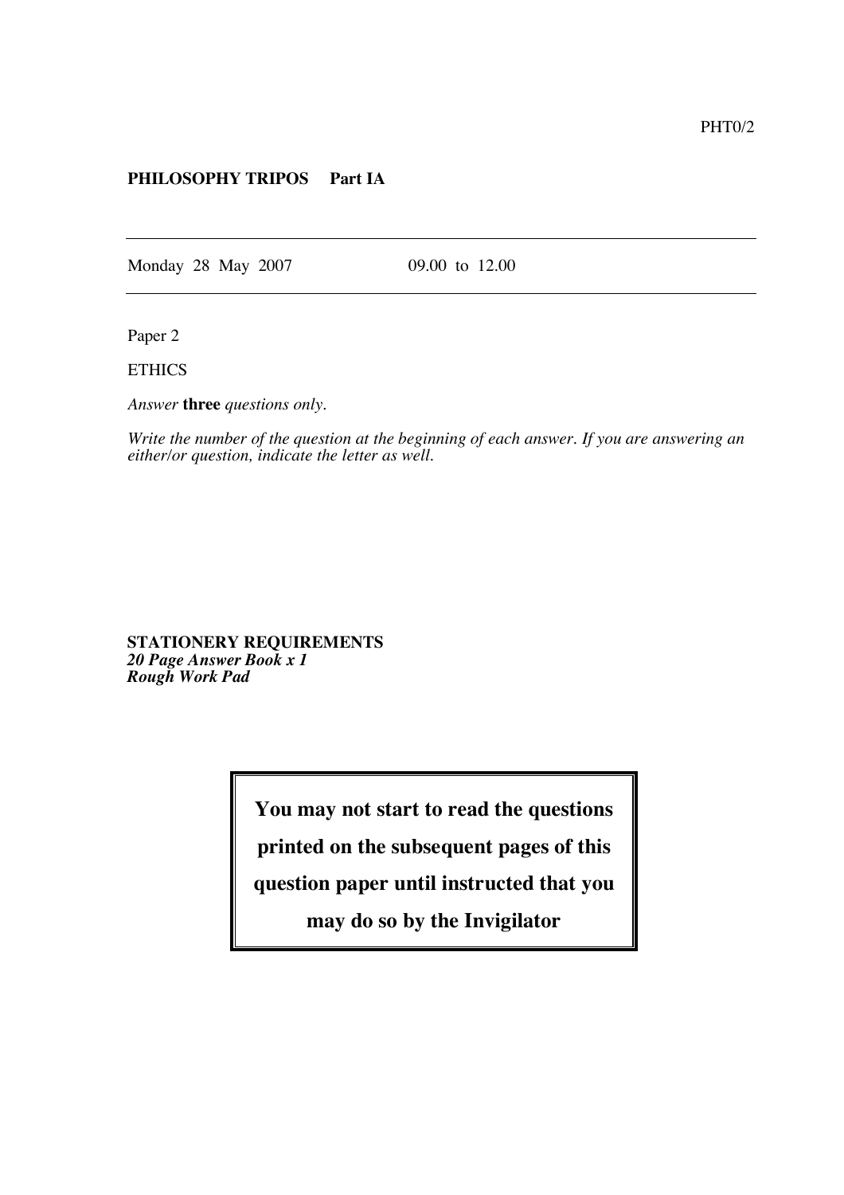PHT0/2

**PHILOSOPHY TRIPOS Part IA**

---

Monday 28 May 2007 09.00 to 12.00

---

Paper 2

ETHICS

*Answer* **three** *questions only.*

*Write the number of the question at the beginning of each answer. If you are answering an either/or question, indicate the letter as well.*

**STATIONERY REQUIREMENTS**
***20 Page Answer Book x 1***
***Rough Work Pad***

**You may not start to read the questions printed on the subsequent pages of this question paper until instructed that you may do so by the Invigilator**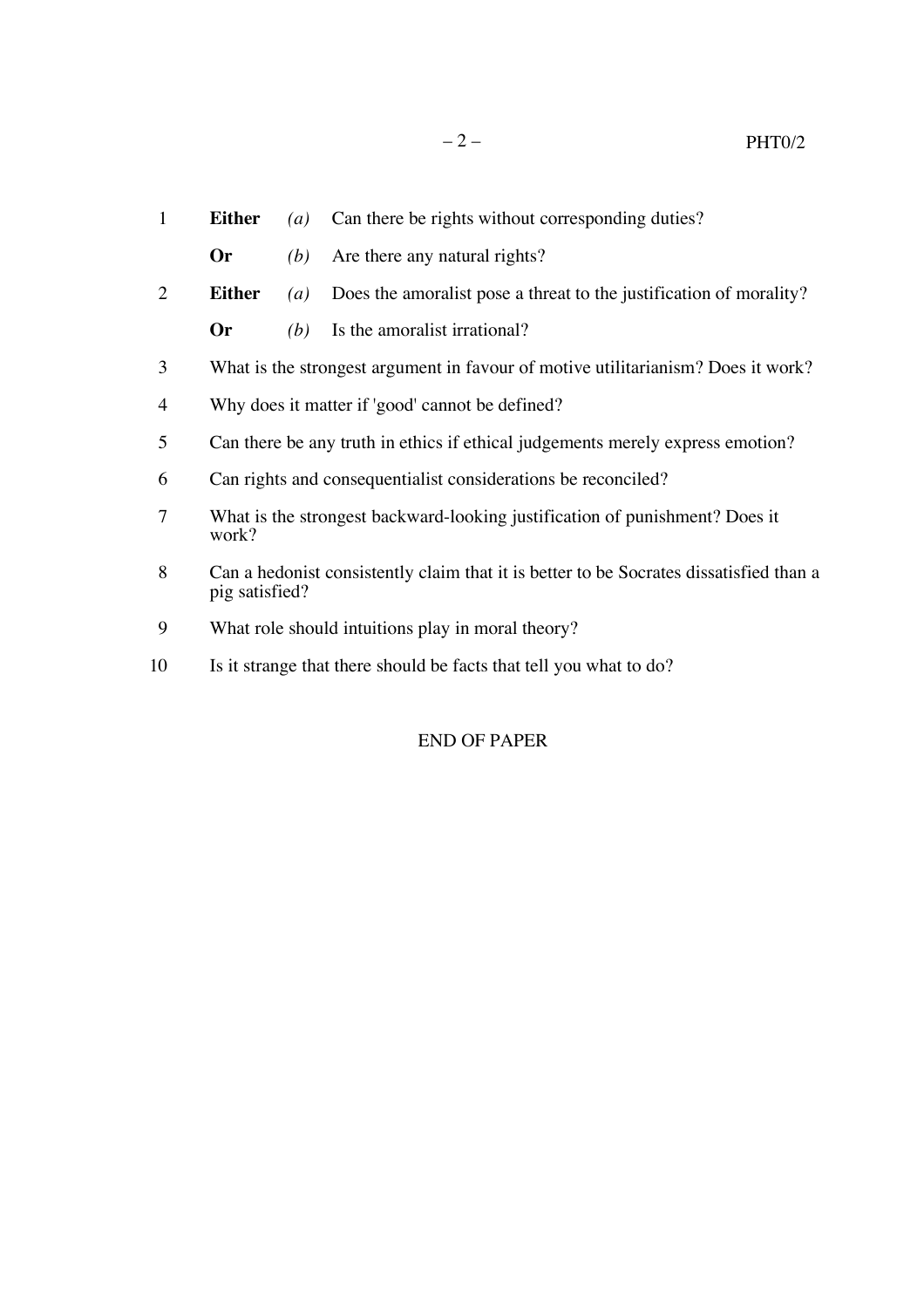1 **Either** *(a)* Can there be rights without corresponding duties?

**Or** *(b)* Are there any natural rights?

2 **Either** *(a)* Does the amoralist pose a threat to the justification of morality?

**Or** *(b)* Is the amoralist irrational?

3 What is the strongest argument in favour of motive utilitarianism? Does it work?

4 Why does it matter if 'good' cannot be defined?

5 Can there be any truth in ethics if ethical judgements merely express emotion?

6 Can rights and consequentialist considerations be reconciled?

7 What is the strongest backward-looking justification of punishment? Does it work?

8 Can a hedonist consistently claim that it is better to be Socrates dissatisfied than a pig satisfied?

9 What role should intuitions play in moral theory?

10 Is it strange that there should be facts that tell you what to do?

END OF PAPER